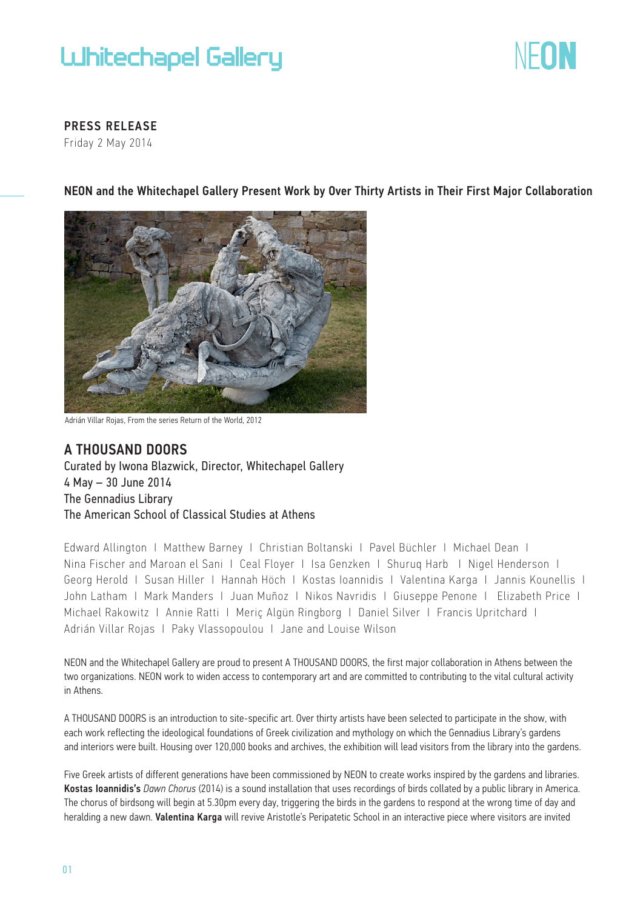Whitechapel Gallery

NEON

**PRESS RELEASE**
Friday 2 May 2014

## NEON and the Whitechapel Gallery Present Work by Over Thirty Artists in Their First Major Collaboration

Adrián Villar Rojas, From the series Return of the World, 2012

# A THOUSAND DOORS

Curated by Iwona Blazwick, Director, Whitechapel Gallery
4 May – 30 June 2014
The Gennadius Library
The American School of Classical Studies at Athens

Edward Allington I Matthew Barney I Christian Boltanski I Pavel Büchler I Michael Dean I Nina Fischer and Maroan el Sani I Ceal Floyer I Isa Genzken I Shuruq Harb I Nigel Henderson I Georg Herold I Susan Hiller I Hannah Höch I Kostas Ioannidis I Valentina Karga I Jannis Kounellis I John Latham I Mark Manders I Juan Muñoz I Nikos Navridis I Giuseppe Penone I Elizabeth Price I Michael Rakowitz I Annie Ratti I Meriç Algün Ringborg I Daniel Silver I Francis Upritchard I Adrián Villar Rojas I Paky Vlassopoulou I Jane and Louise Wilson

NEON and the Whitechapel Gallery are proud to present A THOUSAND DOORS, the first major collaboration in Athens between the two organizations. NEON work to widen access to contemporary art and are committed to contributing to the vital cultural activity in Athens.

A THOUSAND DOORS is an introduction to site-specific art. Over thirty artists have been selected to participate in the show, with each work reflecting the ideological foundations of Greek civilization and mythology on which the Gennadius Library's gardens and interiors were built. Housing over 120,000 books and archives, the exhibition will lead visitors from the library into the gardens.

Five Greek artists of different generations have been commissioned by NEON to create works inspired by the gardens and libraries. **Kostas Ioannidis's** *Dawn Chorus* (2014) is a sound installation that uses recordings of birds collated by a public library in America. The chorus of birdsong will begin at 5.30pm every day, triggering the birds in the gardens to respond at the wrong time of day and heralding a new dawn. **Valentina Karga** will revive Aristotle's Peripatetic School in an interactive piece where visitors are invited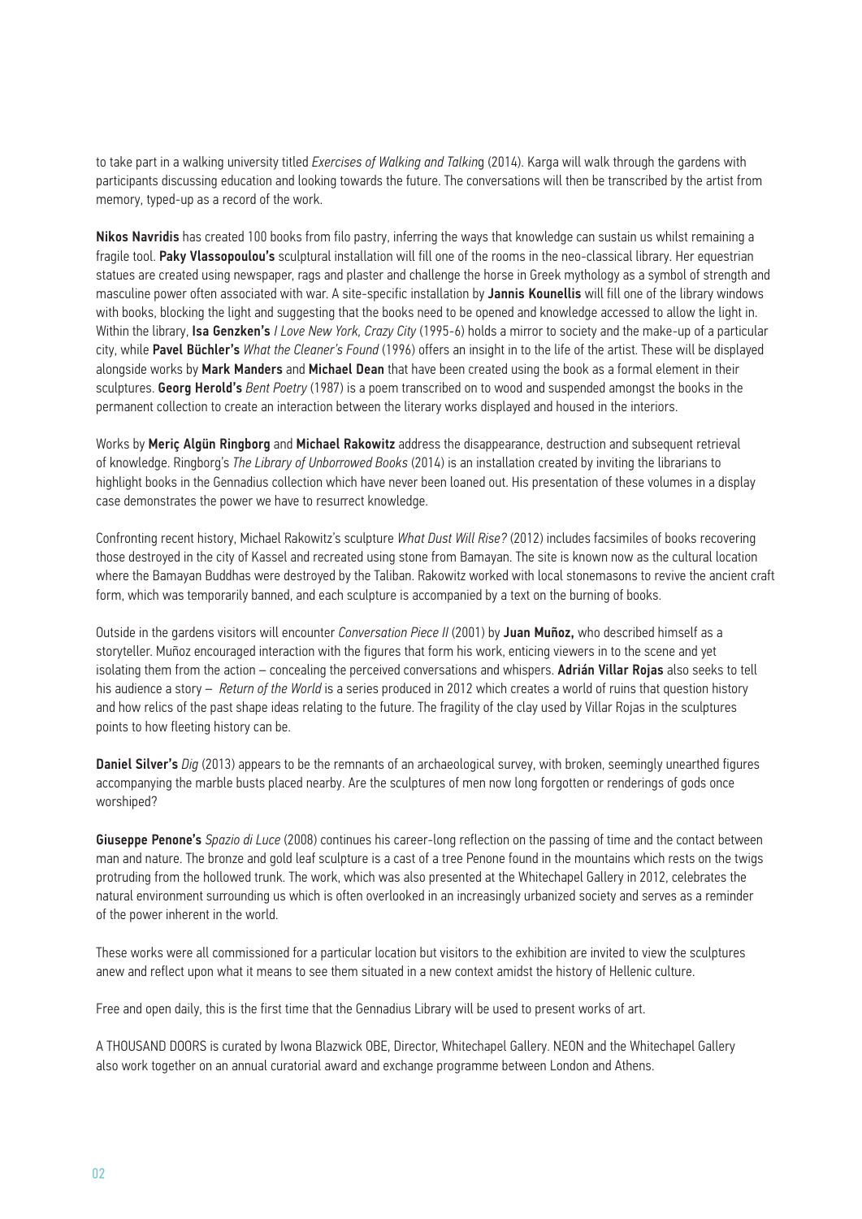to take part in a walking university titled *Exercises of Walking and Talking* (2014). Karga will walk through the gardens with participants discussing education and looking towards the future. The conversations will then be transcribed by the artist from memory, typed-up as a record of the work.

**Nikos Navridis** has created 100 books from filo pastry, inferring the ways that knowledge can sustain us whilst remaining a fragile tool. **Paky Vlassopoulou's** sculptural installation will fill one of the rooms in the neo-classical library. Her equestrian statues are created using newspaper, rags and plaster and challenge the horse in Greek mythology as a symbol of strength and masculine power often associated with war. A site-specific installation by **Jannis Kounellis** will fill one of the library windows with books, blocking the light and suggesting that the books need to be opened and knowledge accessed to allow the light in. Within the library, **Isa Genzken's** *I Love New York, Crazy City* (1995-6) holds a mirror to society and the make-up of a particular city, while **Pavel Büchler's** *What the Cleaner's Found* (1996) offers an insight in to the life of the artist. These will be displayed alongside works by **Mark Manders** and **Michael Dean** that have been created using the book as a formal element in their sculptures. **Georg Herold's** *Bent Poetry* (1987) is a poem transcribed on to wood and suspended amongst the books in the permanent collection to create an interaction between the literary works displayed and housed in the interiors.

Works by **Meriç Algün Ringborg** and **Michael Rakowitz** address the disappearance, destruction and subsequent retrieval of knowledge. Ringborg's *The Library of Unborrowed Books* (2014) is an installation created by inviting the librarians to highlight books in the Gennadius collection which have never been loaned out. His presentation of these volumes in a display case demonstrates the power we have to resurrect knowledge.

Confronting recent history, Michael Rakowitz's sculpture *What Dust Will Rise?* (2012) includes facsimiles of books recovering those destroyed in the city of Kassel and recreated using stone from Bamayan. The site is known now as the cultural location where the Bamayan Buddhas were destroyed by the Taliban. Rakowitz worked with local stonemasons to revive the ancient craft form, which was temporarily banned, and each sculpture is accompanied by a text on the burning of books.

Outside in the gardens visitors will encounter *Conversation Piece II* (2001) by **Juan Muñoz,** who described himself as a storyteller. Muñoz encouraged interaction with the figures that form his work, enticing viewers in to the scene and yet isolating them from the action – concealing the perceived conversations and whispers. **Adrián Villar Rojas** also seeks to tell his audience a story – *Return of the World* is a series produced in 2012 which creates a world of ruins that question history and how relics of the past shape ideas relating to the future. The fragility of the clay used by Villar Rojas in the sculptures points to how fleeting history can be.

**Daniel Silver's** *Dig* (2013) appears to be the remnants of an archaeological survey, with broken, seemingly unearthed figures accompanying the marble busts placed nearby. Are the sculptures of men now long forgotten or renderings of gods once worshiped?

**Giuseppe Penone's** *Spazio di Luce* (2008) continues his career-long reflection on the passing of time and the contact between man and nature. The bronze and gold leaf sculpture is a cast of a tree Penone found in the mountains which rests on the twigs protruding from the hollowed trunk. The work, which was also presented at the Whitechapel Gallery in 2012, celebrates the natural environment surrounding us which is often overlooked in an increasingly urbanized society and serves as a reminder of the power inherent in the world.

These works were all commissioned for a particular location but visitors to the exhibition are invited to view the sculptures anew and reflect upon what it means to see them situated in a new context amidst the history of Hellenic culture.

Free and open daily, this is the first time that the Gennadius Library will be used to present works of art.

A THOUSAND DOORS is curated by Iwona Blazwick OBE, Director, Whitechapel Gallery. NEON and the Whitechapel Gallery also work together on an annual curatorial award and exchange programme between London and Athens.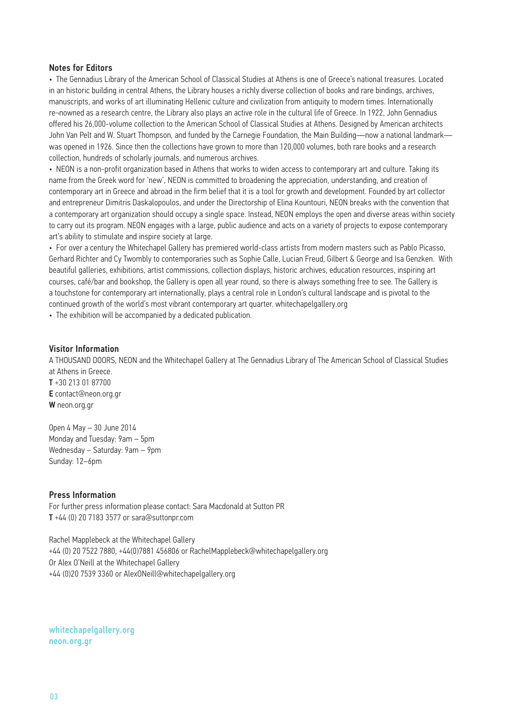## Notes for Editors

- The Gennadius Library of the American School of Classical Studies at Athens is one of Greece's national treasures. Located in an historic building in central Athens, the Library houses a richly diverse collection of books and rare bindings, archives, manuscripts, and works of art illuminating Hellenic culture and civilization from antiquity to modern times. Internationally re¬nowned as a research centre, the Library also plays an active role in the cultural life of Greece. In 1922, John Gennadius offered his 26,000-volume collection to the American School of Classical Studies at Athens. Designed by American architects John Van Pelt and W. Stuart Thompson, and funded by the Carnegie Foundation, the Main Building—now a national landmark—was opened in 1926. Since then the collections have grown to more than 120,000 volumes, both rare books and a research collection, hundreds of scholarly journals, and numerous archives.
- NEON is a non-profit organization based in Athens that works to widen access to contemporary art and culture. Taking its name from the Greek word for 'new', NEON is committed to broadening the appreciation, understanding, and creation of contemporary art in Greece and abroad in the firm belief that it is a tool for growth and development. Founded by art collector and entrepreneur Dimitris Daskalopoulos, and under the Directorship of Elina Kountouri, NEON breaks with the convention that a contemporary art organization should occupy a single space. Instead, NEON employs the open and diverse areas within society to carry out its program. NEON engages with a large, public audience and acts on a variety of projects to expose contemporary art's ability to stimulate and inspire society at large.
- For over a century the Whitechapel Gallery has premiered world-class artists from modern masters such as Pablo Picasso, Gerhard Richter and Cy Twombly to contemporaries such as Sophie Calle, Lucian Freud, Gilbert & George and Isa Genzken. With beautiful galleries, exhibitions, artist commissions, collection displays, historic archives, education resources, inspiring art courses, café/bar and bookshop, the Gallery is open all year round, so there is always something free to see. The Gallery is a touchstone for contemporary art internationally, plays a central role in London's cultural landscape and is pivotal to the continued growth of the world's most vibrant contemporary art quarter. whitechapelgallery.org
- The exhibition will be accompanied by a dedicated publication.

## Visitor Information

A THOUSAND DOORS, NEON and the Whitechapel Gallery at The Gennadius Library of The American School of Classical Studies at Athens in Greece.
**T** +30 213 01 87700
**E** contact@neon.org.gr
**W** neon.org.gr

Open 4 May – 30 June 2014
Monday and Tuesday: 9am – 5pm
Wednesday – Saturday: 9am – 9pm
Sunday: 12–6pm

## Press Information

For further press information please contact: Sara Macdonald at Sutton PR
**T** +44 (0) 20 7183 3577 or sara@suttonpr.com

Rachel Mapplebeck at the Whitechapel Gallery
+44 (0) 20 7522 7880, +44(0)7881 456806 or RachelMapplebeck@whitechapelgallery.org
Or Alex O'Neill at the Whitechapel Gallery
+44 (0)20 7539 3360 or AlexONeill@whitechapelgallery.org

**whitechapelgallery.org**
**neon.org.gr**